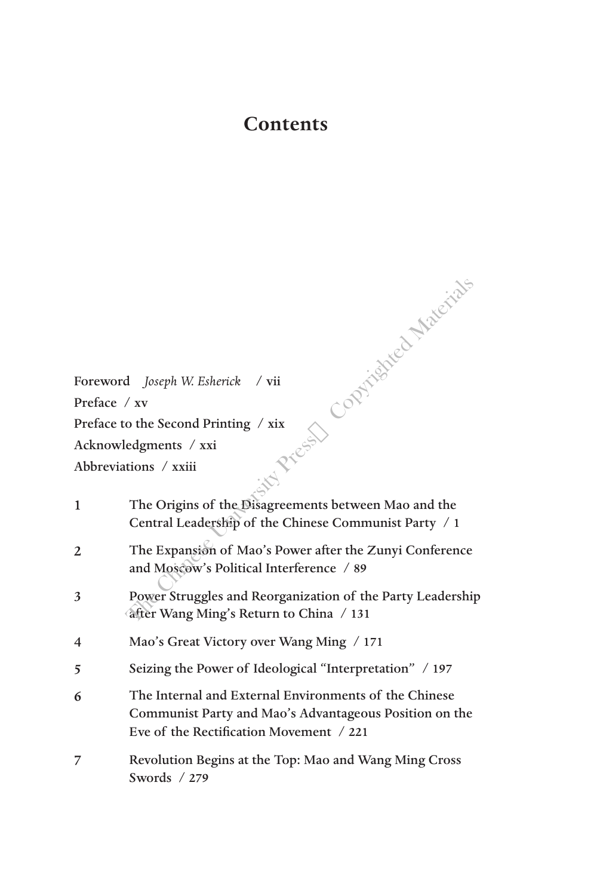# Contents

Foreword *Joseph W. Esherick* / vii
Preface / xv
Preface to the Second Printing / xix
Acknowledgments / xxi
Abbreviations / xxiii

1 The Origins of the Disagreements between Mao and the Central Leadership of the Chinese Communist Party / 1

2 The Expansion of Mao's Power after the Zunyi Conference and Moscow's Political Interference / 89

3 Power Struggles and Reorganization of the Party Leadership after Wang Ming's Return to China / 131

4 Mao's Great Victory over Wang Ming / 171

5 Seizing the Power of Ideological "Interpretation" / 197

6 The Internal and External Environments of the Chinese Communist Party and Mao's Advantageous Position on the Eve of the Rectification Movement / 221

7 Revolution Begins at the Top: Mao and Wang Ming Cross Swords / 279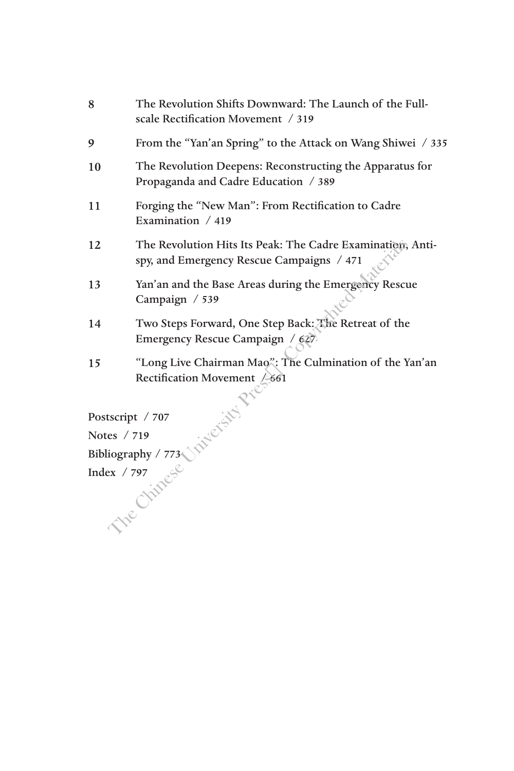8 The Revolution Shifts Downward: The Launch of the Full-scale Rectification Movement / 319

9 From the "Yan'an Spring" to the Attack on Wang Shiwei / 335

10 The Revolution Deepens: Reconstructing the Apparatus for Propaganda and Cadre Education / 389

11 Forging the "New Man": From Rectification to Cadre Examination / 419

12 The Revolution Hits Its Peak: The Cadre Examination, Anti-spy, and Emergency Rescue Campaigns / 471

13 Yan'an and the Base Areas during the Emergency Rescue Campaign / 539

14 Two Steps Forward, One Step Back: The Retreat of the Emergency Rescue Campaign / 627

15 "Long Live Chairman Mao": The Culmination of the Yan'an Rectification Movement / 661

Postscript / 707

Notes / 719

Bibliography / 773

Index / 797